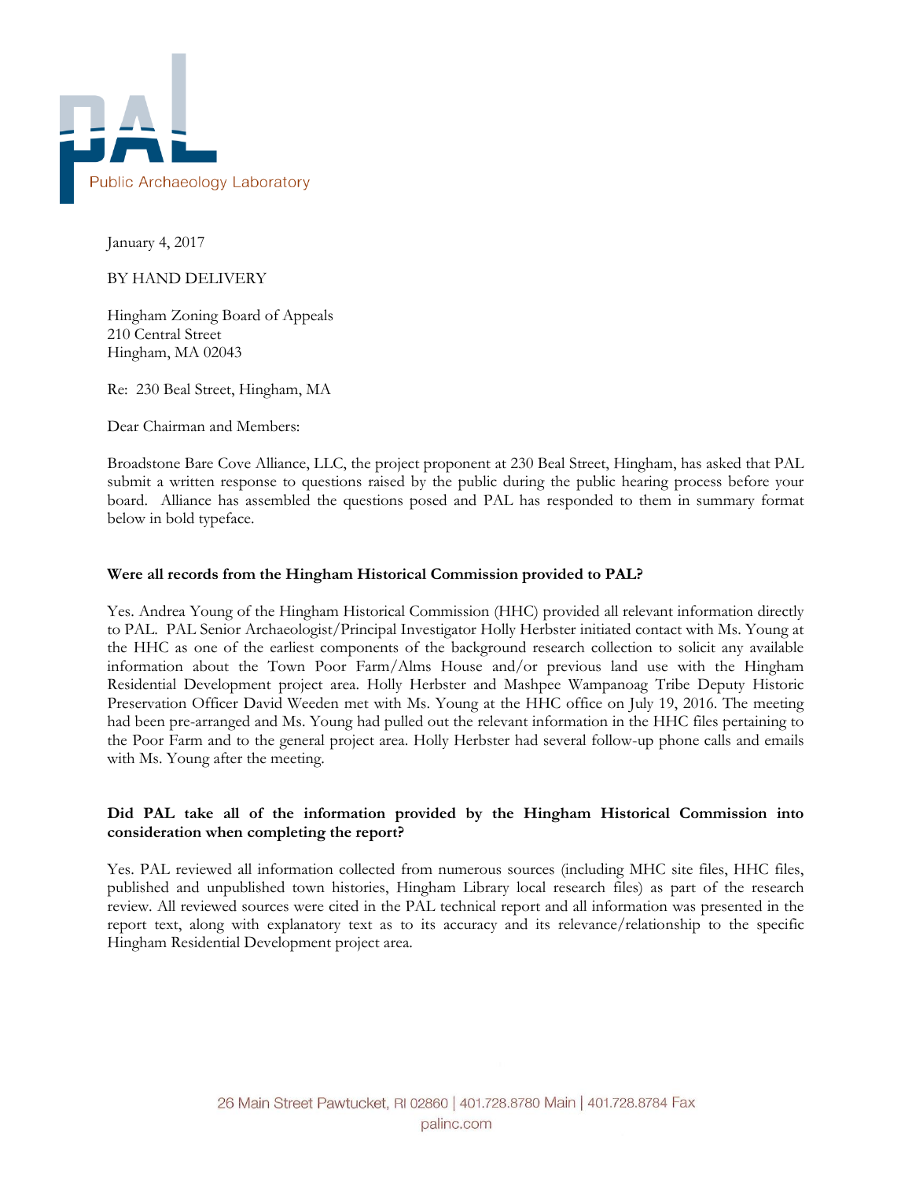PAL
Public Archaeology Laboratory

January 4, 2017

BY HAND DELIVERY

Hingham Zoning Board of Appeals
210 Central Street
Hingham, MA 02043

Re: 230 Beal Street, Hingham, MA

Dear Chairman and Members:

Broadstone Bare Cove Alliance, LLC, the project proponent at 230 Beal Street, Hingham, has asked that PAL submit a written response to questions raised by the public during the public hearing process before your board. Alliance has assembled the questions posed and PAL has responded to them in summary format below in bold typeface.

**Were all records from the Hingham Historical Commission provided to PAL?**

Yes. Andrea Young of the Hingham Historical Commission (HHC) provided all relevant information directly to PAL. PAL Senior Archaeologist/Principal Investigator Holly Herbster initiated contact with Ms. Young at the HHC as one of the earliest components of the background research collection to solicit any available information about the Town Poor Farm/Alms House and/or previous land use with the Hingham Residential Development project area. Holly Herbster and Mashpee Wampanoag Tribe Deputy Historic Preservation Officer David Weeden met with Ms. Young at the HHC office on July 19, 2016. The meeting had been pre-arranged and Ms. Young had pulled out the relevant information in the HHC files pertaining to the Poor Farm and to the general project area. Holly Herbster had several follow-up phone calls and emails with Ms. Young after the meeting.

**Did PAL take all of the information provided by the Hingham Historical Commission into consideration when completing the report?**

Yes. PAL reviewed all information collected from numerous sources (including MHC site files, HHC files, published and unpublished town histories, Hingham Library local research files) as part of the research review. All reviewed sources were cited in the PAL technical report and all information was presented in the report text, along with explanatory text as to its accuracy and its relevance/relationship to the specific Hingham Residential Development project area.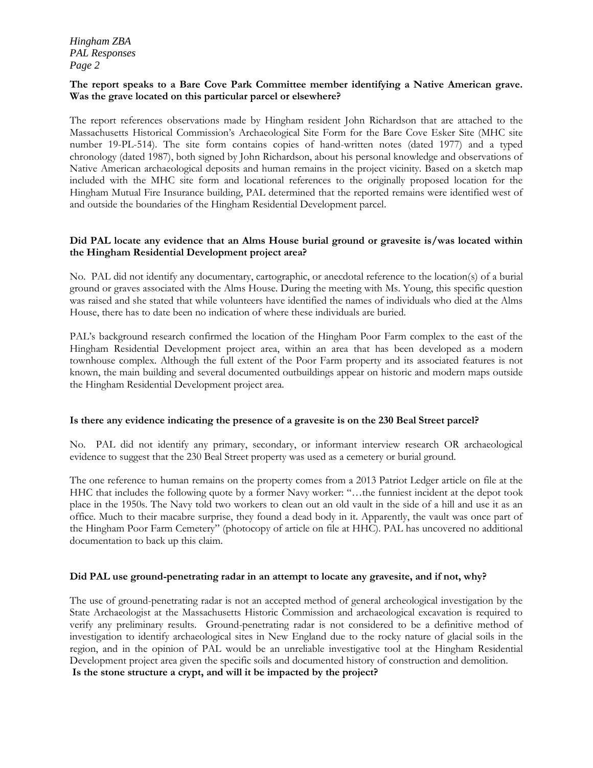**The report speaks to a Bare Cove Park Committee member identifying a Native American grave. Was the grave located on this particular parcel or elsewhere?**

The report references observations made by Hingham resident John Richardson that are attached to the Massachusetts Historical Commission's Archaeological Site Form for the Bare Cove Esker Site (MHC site number 19-PL-514). The site form contains copies of hand-written notes (dated 1977) and a typed chronology (dated 1987), both signed by John Richardson, about his personal knowledge and observations of Native American archaeological deposits and human remains in the project vicinity. Based on a sketch map included with the MHC site form and locational references to the originally proposed location for the Hingham Mutual Fire Insurance building, PAL determined that the reported remains were identified west of and outside the boundaries of the Hingham Residential Development parcel.

**Did PAL locate any evidence that an Alms House burial ground or gravesite is/was located within the Hingham Residential Development project area?**

No. PAL did not identify any documentary, cartographic, or anecdotal reference to the location(s) of a burial ground or graves associated with the Alms House. During the meeting with Ms. Young, this specific question was raised and she stated that while volunteers have identified the names of individuals who died at the Alms House, there has to date been no indication of where these individuals are buried.

PAL's background research confirmed the location of the Hingham Poor Farm complex to the east of the Hingham Residential Development project area, within an area that has been developed as a modern townhouse complex. Although the full extent of the Poor Farm property and its associated features is not known, the main building and several documented outbuildings appear on historic and modern maps outside the Hingham Residential Development project area.

**Is there any evidence indicating the presence of a gravesite is on the 230 Beal Street parcel?**

No. PAL did not identify any primary, secondary, or informant interview research OR archaeological evidence to suggest that the 230 Beal Street property was used as a cemetery or burial ground.

The one reference to human remains on the property comes from a 2013 Patriot Ledger article on file at the HHC that includes the following quote by a former Navy worker: "…the funniest incident at the depot took place in the 1950s. The Navy told two workers to clean out an old vault in the side of a hill and use it as an office. Much to their macabre surprise, they found a dead body in it. Apparently, the vault was once part of the Hingham Poor Farm Cemetery" (photocopy of article on file at HHC). PAL has uncovered no additional documentation to back up this claim.

**Did PAL use ground-penetrating radar in an attempt to locate any gravesite, and if not, why?**

The use of ground-penetrating radar is not an accepted method of general archeological investigation by the State Archaeologist at the Massachusetts Historic Commission and archaeological excavation is required to verify any preliminary results. Ground-penetrating radar is not considered to be a definitive method of investigation to identify archaeological sites in New England due to the rocky nature of glacial soils in the region, and in the opinion of PAL would be an unreliable investigative tool at the Hingham Residential Development project area given the specific soils and documented history of construction and demolition.

**Is the stone structure a crypt, and will it be impacted by the project?**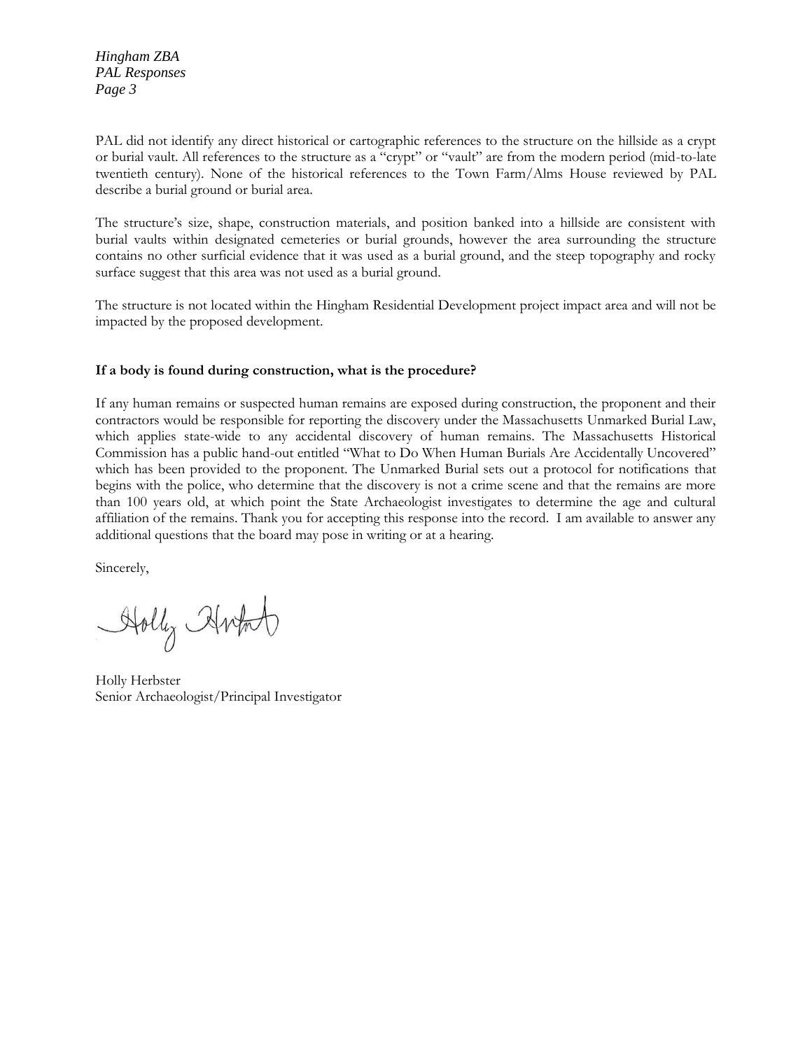PAL did not identify any direct historical or cartographic references to the structure on the hillside as a crypt or burial vault. All references to the structure as a "crypt" or "vault" are from the modern period (mid-to-late twentieth century). None of the historical references to the Town Farm/Alms House reviewed by PAL describe a burial ground or burial area.

The structure's size, shape, construction materials, and position banked into a hillside are consistent with burial vaults within designated cemeteries or burial grounds, however the area surrounding the structure contains no other surficial evidence that it was used as a burial ground, and the steep topography and rocky surface suggest that this area was not used as a burial ground.

The structure is not located within the Hingham Residential Development project impact area and will not be impacted by the proposed development.

**If a body is found during construction, what is the procedure?**

If any human remains or suspected human remains are exposed during construction, the proponent and their contractors would be responsible for reporting the discovery under the Massachusetts Unmarked Burial Law, which applies state-wide to any accidental discovery of human remains. The Massachusetts Historical Commission has a public hand-out entitled "What to Do When Human Burials Are Accidentally Uncovered" which has been provided to the proponent. The Unmarked Burial sets out a protocol for notifications that begins with the police, who determine that the discovery is not a crime scene and that the remains are more than 100 years old, at which point the State Archaeologist investigates to determine the age and cultural affiliation of the remains. Thank you for accepting this response into the record. I am available to answer any additional questions that the board may pose in writing or at a hearing.

Sincerely,

Holly Herbster

Holly Herbster
Senior Archaeologist/Principal Investigator